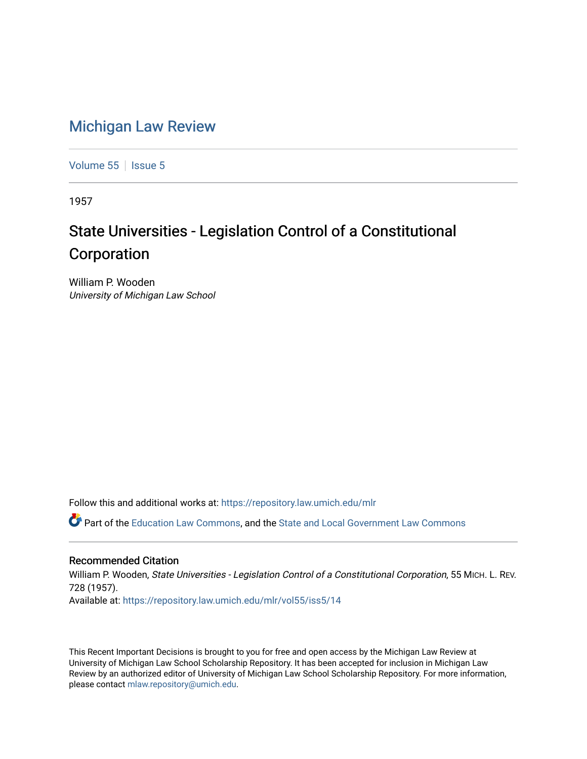# Michigan Law Review

Volume 55 | Issue 5

1957

## State Universities - Legislation Control of a Constitutional Corporation

William P. Wooden
*University of Michigan Law School*

Follow this and additional works at: https://repository.law.umich.edu/mlr

Part of the Education Law Commons, and the State and Local Government Law Commons

### Recommended Citation

William P. Wooden, *State Universities - Legislation Control of a Constitutional Corporation*, 55 MICH. L. REV. 728 (1957).
Available at: https://repository.law.umich.edu/mlr/vol55/iss5/14

This Recent Important Decisions is brought to you for free and open access by the Michigan Law Review at University of Michigan Law School Scholarship Repository. It has been accepted for inclusion in Michigan Law Review by an authorized editor of University of Michigan Law School Scholarship Repository. For more information, please contact mlaw.repository@umich.edu.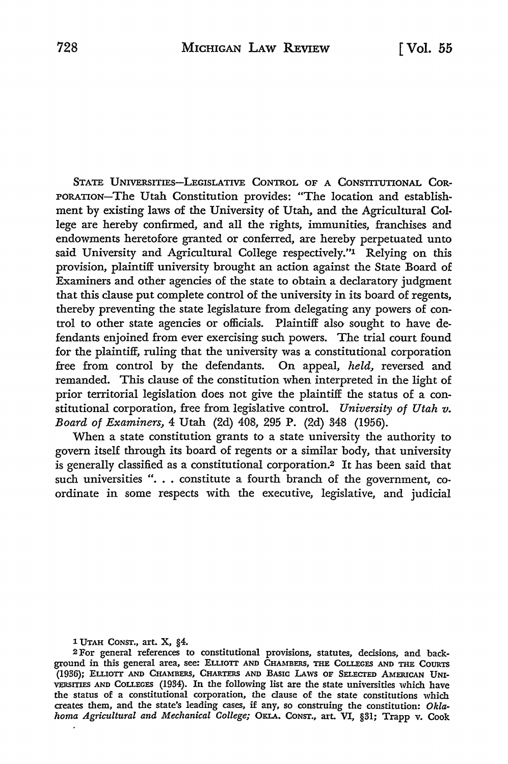STATE UNIVERSITIES—LEGISLATIVE CONTROL OF A CONSTITUTIONAL CORPORATION—The Utah Constitution provides: "The location and establishment by existing laws of the University of Utah, and the Agricultural College are hereby confirmed, and all the rights, immunities, franchises and endowments heretofore granted or conferred, are hereby perpetuated unto said University and Agricultural College respectively."[1] Relying on this provision, plaintiff university brought an action against the State Board of Examiners and other agencies of the state to obtain a declaratory judgment that this clause put complete control of the university in its board of regents, thereby preventing the state legislature from delegating any powers of control to other state agencies or officials. Plaintiff also sought to have defendants enjoined from ever exercising such powers. The trial court found for the plaintiff, ruling that the university was a constitutional corporation free from control by the defendants. On appeal, *held,* reversed and remanded. This clause of the constitution when interpreted in the light of prior territorial legislation does not give the plaintiff the status of a constitutional corporation, free from legislative control. *University of Utah v. Board of Examiners,* 4 Utah (2d) 408, 295 P. (2d) 348 (1956).

When a state constitution grants to a state university the authority to govern itself through its board of regents or a similar body, that university is generally classified as a constitutional corporation.[2] It has been said that such universities ". . . constitute a fourth branch of the government, coordinate in some respects with the executive, legislative, and judicial

[1] UTAH CONST., art. X, §4.

[2] For general references to constitutional provisions, statutes, decisions, and background in this general area, see: ELLIOTT AND CHAMBERS, THE COLLEGES AND THE COURTS (1936); ELLIOTT AND CHAMBERS, CHARTERS AND BASIC LAWS OF SELECTED AMERICAN UNIVERSITIES AND COLLEGES (1934). In the following list are the state universities which have the status of a constitutional corporation, the clause of the state constitutions which creates them, and the state's leading cases, if any, so construing the constitution: *Oklahoma Agricultural and Mechanical College;* OKLA. CONST., art. VI, §31; Trapp v. Cook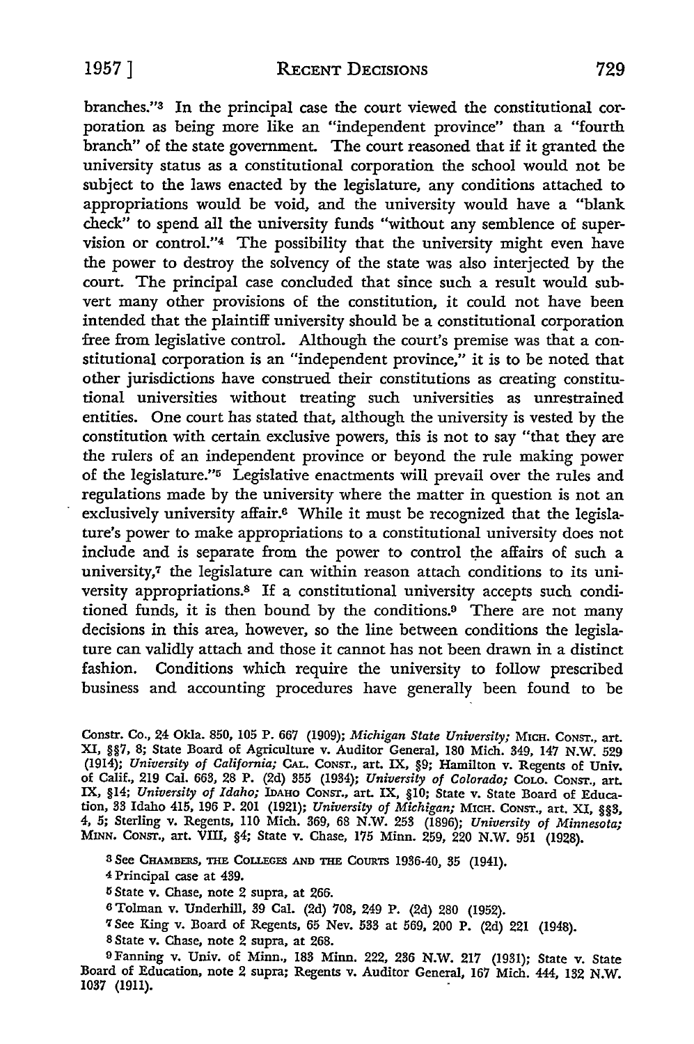branches."[3] In the principal case the court viewed the constitutional corporation as being more like an "independent province" than a "fourth branch" of the state government. The court reasoned that if it granted the university status as a constitutional corporation the school would not be subject to the laws enacted by the legislature, any conditions attached to appropriations would be void, and the university would have a "blank check" to spend all the university funds "without any semblence of supervision or control."[4] The possibility that the university might even have the power to destroy the solvency of the state was also interjected by the court. The principal case concluded that since such a result would subvert many other provisions of the constitution, it could not have been intended that the plaintiff university should be a constitutional corporation free from legislative control. Although the court's premise was that a constitutional corporation is an "independent province," it is to be noted that other jurisdictions have construed their constitutions as creating constitutional universities without treating such universities as unrestrained entities. One court has stated that, although the university is vested by the constitution with certain exclusive powers, this is not to say "that they are the rulers of an independent province or beyond the rule making power of the legislature."[5] Legislative enactments will prevail over the rules and regulations made by the university where the matter in question is not an exclusively university affair.[6] While it must be recognized that the legislature's power to make appropriations to a constitutional university does not include and is separate from the power to control the affairs of such a university,[7] the legislature can within reason attach conditions to its university appropriations.[8] If a constitutional university accepts such conditioned funds, it is then bound by the conditions.[9] There are not many decisions in this area, however, so the line between conditions the legislature can validly attach and those it cannot has not been drawn in a distinct fashion. Conditions which require the university to follow prescribed business and accounting procedures have generally been found to be

Constr. Co., 24 Okla. 850, 105 P. 667 (1909); *Michigan State University;* MICH. CONST., art. XI, §§7, 8; State Board of Agriculture v. Auditor General, 180 Mich. 349, 147 N.W. 529 (1914); *University of California;* CAL. CONST., art. IX, §9; Hamilton v. Regents of Univ. of Calif., 219 Cal. 663, 28 P. (2d) 355 (1934); *University of Colorado;* COLO. CONST., art. IX, §14; *University of Idaho;* IDAHO CONST., art. IX, §10; State v. State Board of Education, 33 Idaho 415, 196 P. 201 (1921); *University of Michigan;* MICH. CONST., art. XI, §§3, 4, 5; Sterling v. Regents, 110 Mich. 369, 68 N.W. 253 (1896); *University of Minnesota;* MINN. CONST., art. VIII, §4; State v. Chase, 175 Minn. 259, 220 N.W. 951 (1928).

[3] See CHAMBERS, THE COLLEGES AND THE COURTS 1936-40, 35 (1941).

[4] Principal case at 439.

[5] State v. Chase, note 2 supra, at 266.

[6] Tolman v. Underhill, 39 Cal. (2d) 708, 249 P. (2d) 280 (1952).

[7] See King v. Board of Regents, 65 Nev. 533 at 569, 200 P. (2d) 221 (1948).

[8] State v. Chase, note 2 supra, at 268.

[9] Fanning v. Univ. of Minn., 183 Minn. 222, 236 N.W. 217 (1931); State v. State Board of Education, note 2 supra; Regents v. Auditor General, 167 Mich. 444, 132 N.W. 1037 (1911).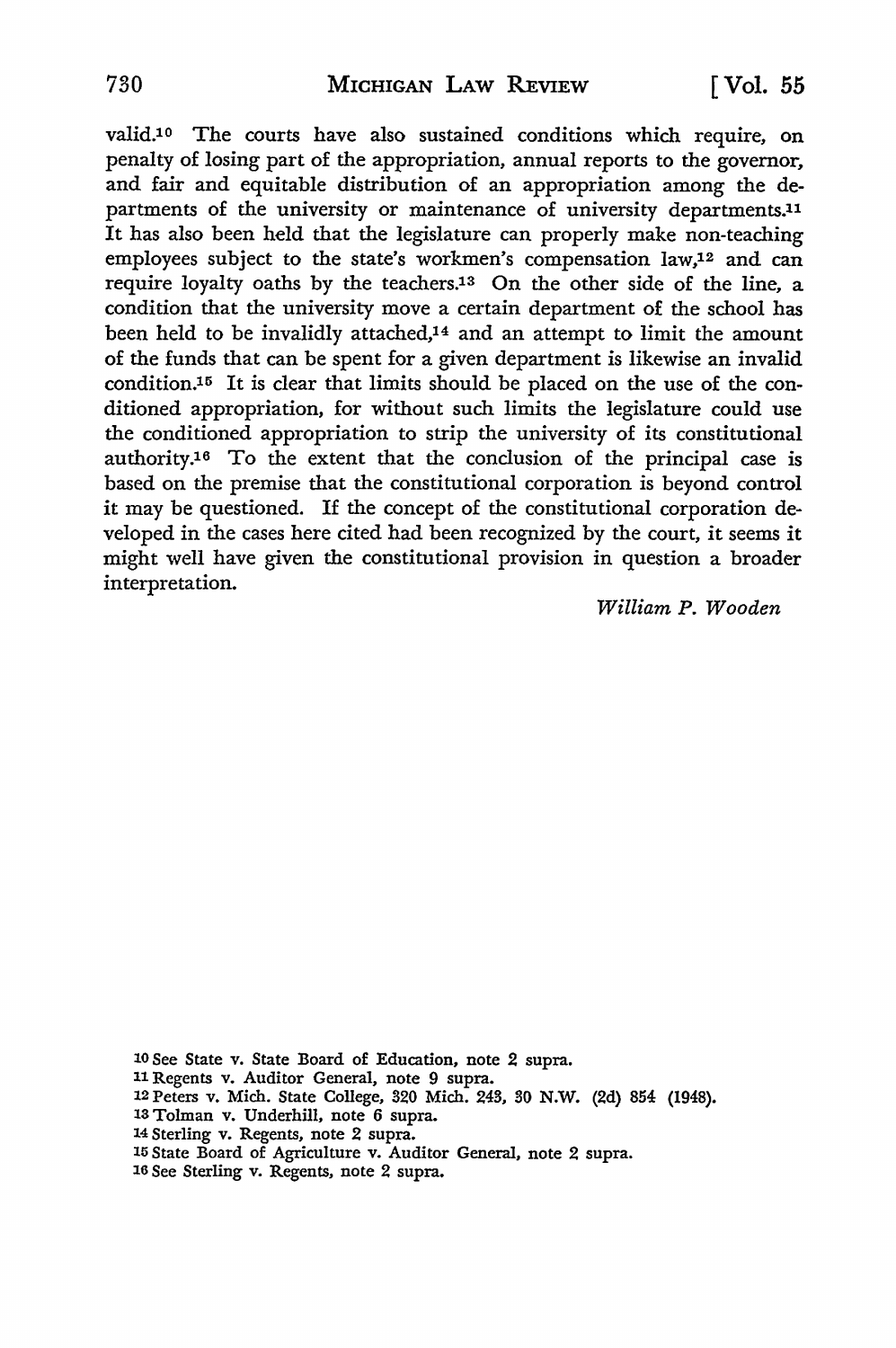valid.[10] The courts have also sustained conditions which require, on penalty of losing part of the appropriation, annual reports to the governor, and fair and equitable distribution of an appropriation among the departments of the university or maintenance of university departments.[11] It has also been held that the legislature can properly make non-teaching employees subject to the state's workmen's compensation law,[12] and can require loyalty oaths by the teachers.[13] On the other side of the line, a condition that the university move a certain department of the school has been held to be invalidly attached,[14] and an attempt to limit the amount of the funds that can be spent for a given department is likewise an invalid condition.[15] It is clear that limits should be placed on the use of the conditioned appropriation, for without such limits the legislature could use the conditioned appropriation to strip the university of its constitutional authority.[16] To the extent that the conclusion of the principal case is based on the premise that the constitutional corporation is beyond control it may be questioned. If the concept of the constitutional corporation developed in the cases here cited had been recognized by the court, it seems it might well have given the constitutional provision in question a broader interpretation.

*William P. Wooden*

---

[10] See State v. State Board of Education, note 2 supra.

[11] Regents v. Auditor General, note 9 supra.

[12] Peters v. Mich. State College, 320 Mich. 243, 30 N.W. (2d) 854 (1948).

[13] Tolman v. Underhill, note 6 supra.

[14] Sterling v. Regents, note 2 supra.

[15] State Board of Agriculture v. Auditor General, note 2 supra.

[16] See Sterling v. Regents, note 2 supra.